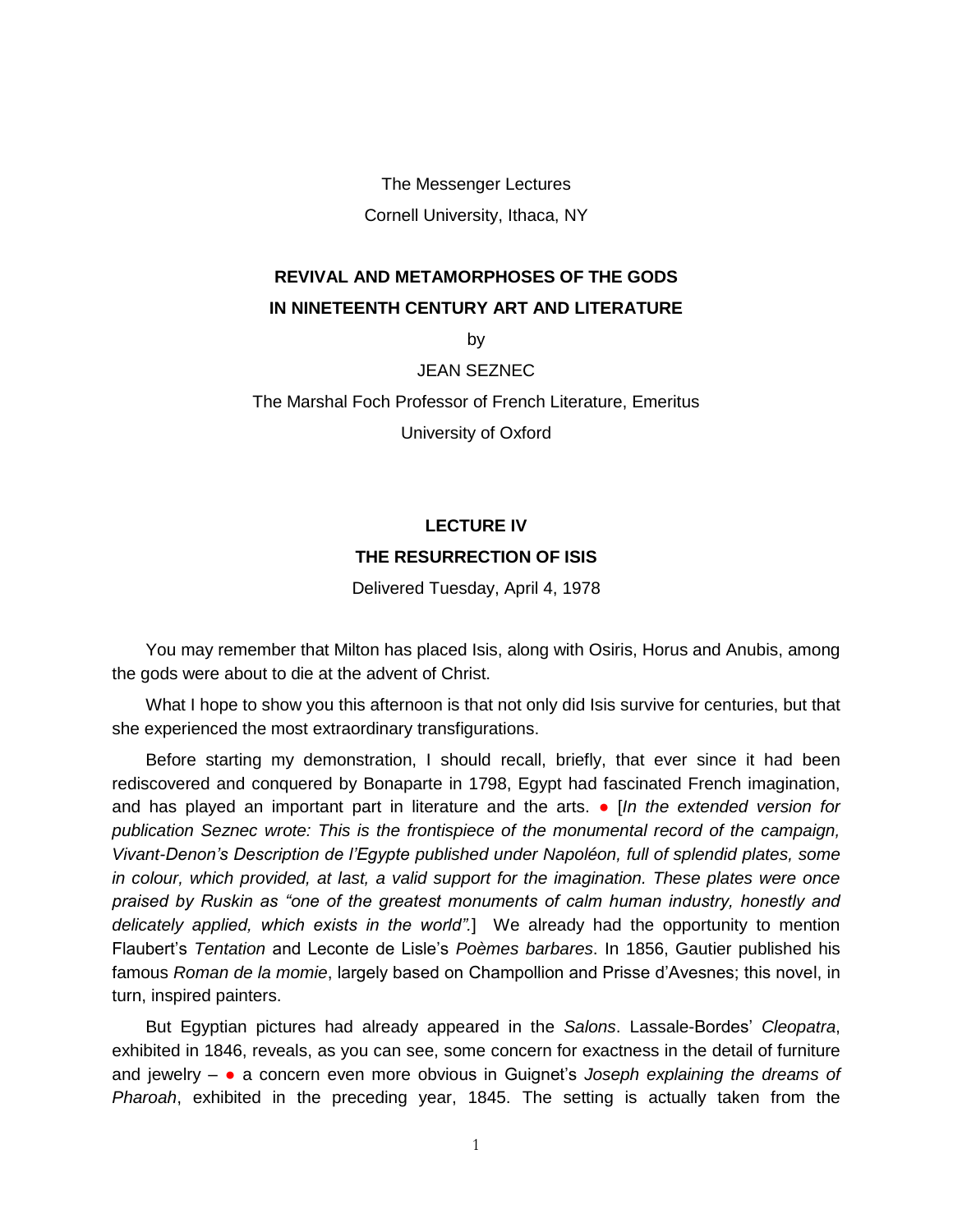The Messenger Lectures

Cornell University, Ithaca, NY

# REVIVAL AND METAMORPHOSES OF THE GODS IN NINETEENTH CENTURY ART AND LITERATURE

by

JEAN SEZNEC

The Marshal Foch Professor of French Literature, Emeritus

University of Oxford

## LECTURE IV

## THE RESURRECTION OF ISIS

Delivered Tuesday, April 4, 1978

You may remember that Milton has placed Isis, along with Osiris, Horus and Anubis, among the gods were about to die at the advent of Christ.

What I hope to show you this afternoon is that not only did Isis survive for centuries, but that she experienced the most extraordinary transfigurations.

Before starting my demonstration, I should recall, briefly, that ever since it had been rediscovered and conquered by Bonaparte in 1798, Egypt had fascinated French imagination, and has played an important part in literature and the arts. ● [*In the extended version for publication Seznec wrote: This is the frontispiece of the monumental record of the campaign, Vivant-Denon's Description de l'Egypte published under Napoléon, full of splendid plates, some in colour, which provided, at last, a valid support for the imagination. These plates were once praised by Ruskin as "one of the greatest monuments of calm human industry, honestly and delicately applied, which exists in the world".*] We already had the opportunity to mention Flaubert's *Tentation* and Leconte de Lisle's *Poèmes barbares*. In 1856, Gautier published his famous *Roman de la momie*, largely based on Champollion and Prisse d'Avesnes; this novel, in turn, inspired painters.

But Egyptian pictures had already appeared in the *Salons*. Lassale-Bordes' *Cleopatra*, exhibited in 1846, reveals, as you can see, some concern for exactness in the detail of furniture and jewelry – ● a concern even more obvious in Guignet's *Joseph explaining the dreams of Pharoah*, exhibited in the preceding year, 1845. The setting is actually taken from the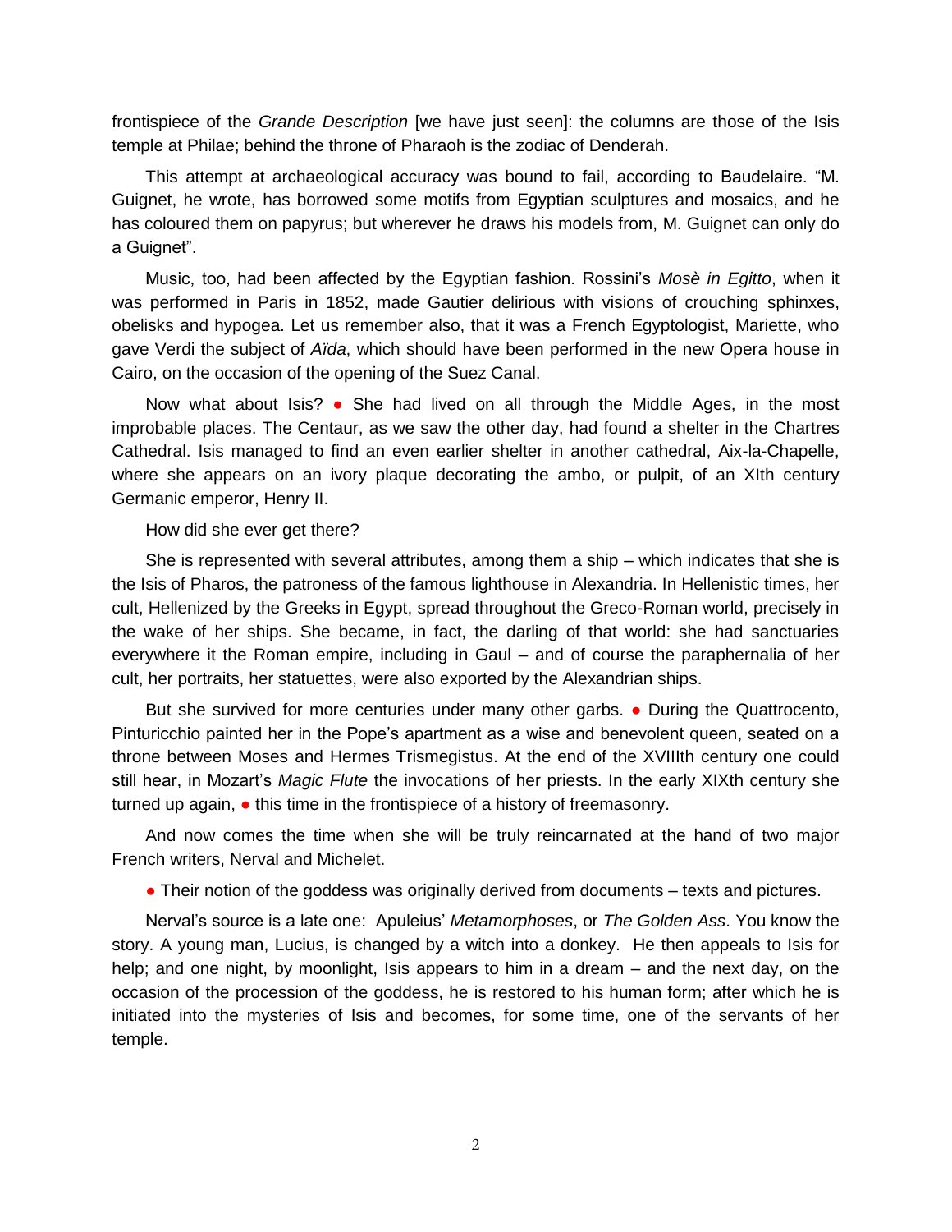frontispiece of the *Grande Description* [we have just seen]: the columns are those of the Isis temple at Philae; behind the throne of Pharaoh is the zodiac of Denderah.

This attempt at archaeological accuracy was bound to fail, according to Baudelaire. "M. Guignet, he wrote, has borrowed some motifs from Egyptian sculptures and mosaics, and he has coloured them on papyrus; but wherever he draws his models from, M. Guignet can only do a Guignet".

Music, too, had been affected by the Egyptian fashion. Rossini's *Mosè in Egitto*, when it was performed in Paris in 1852, made Gautier delirious with visions of crouching sphinxes, obelisks and hypogea. Let us remember also, that it was a French Egyptologist, Mariette, who gave Verdi the subject of *Aïda*, which should have been performed in the new Opera house in Cairo, on the occasion of the opening of the Suez Canal.

Now what about Isis? ● She had lived on all through the Middle Ages, in the most improbable places. The Centaur, as we saw the other day, had found a shelter in the Chartres Cathedral. Isis managed to find an even earlier shelter in another cathedral, Aix-la-Chapelle, where she appears on an ivory plaque decorating the ambo, or pulpit, of an XIth century Germanic emperor, Henry II.

How did she ever get there?

She is represented with several attributes, among them a ship – which indicates that she is the Isis of Pharos, the patroness of the famous lighthouse in Alexandria. In Hellenistic times, her cult, Hellenized by the Greeks in Egypt, spread throughout the Greco-Roman world, precisely in the wake of her ships. She became, in fact, the darling of that world: she had sanctuaries everywhere it the Roman empire, including in Gaul – and of course the paraphernalia of her cult, her portraits, her statuettes, were also exported by the Alexandrian ships.

But she survived for more centuries under many other garbs. ● During the Quattrocento, Pinturicchio painted her in the Pope's apartment as a wise and benevolent queen, seated on a throne between Moses and Hermes Trismegistus. At the end of the XVIIIth century one could still hear, in Mozart's *Magic Flute* the invocations of her priests. In the early XIXth century she turned up again, ● this time in the frontispiece of a history of freemasonry.

And now comes the time when she will be truly reincarnated at the hand of two major French writers, Nerval and Michelet.

● Their notion of the goddess was originally derived from documents – texts and pictures.

Nerval's source is a late one: Apuleius' *Metamorphoses*, or *The Golden Ass*. You know the story. A young man, Lucius, is changed by a witch into a donkey. He then appeals to Isis for help; and one night, by moonlight, Isis appears to him in a dream – and the next day, on the occasion of the procession of the goddess, he is restored to his human form; after which he is initiated into the mysteries of Isis and becomes, for some time, one of the servants of her temple.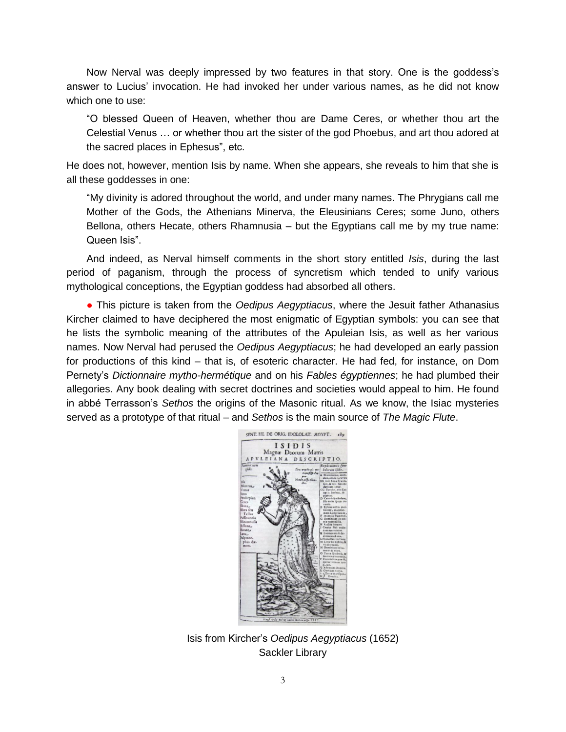Now Nerval was deeply impressed by two features in that story. One is the goddess's answer to Lucius' invocation. He had invoked her under various names, as he did not know which one to use:

> "O blessed Queen of Heaven, whether thou are Dame Ceres, or whether thou art the Celestial Venus … or whether thou art the sister of the god Phoebus, and art thou adored at the sacred places in Ephesus", etc.

He does not, however, mention Isis by name. When she appears, she reveals to him that she is all these goddesses in one:

> "My divinity is adored throughout the world, and under many names. The Phrygians call me Mother of the Gods, the Athenians Minerva, the Eleusinians Ceres; some Juno, others Bellona, others Hecate, others Rhamnusia – but the Egyptians call me by my true name: Queen Isis".

And indeed, as Nerval himself comments in the short story entitled *Isis*, during the last period of paganism, through the process of syncretism which tended to unify various mythological conceptions, the Egyptian goddess had absorbed all others.

● This picture is taken from the *Oedipus Aegyptiacus*, where the Jesuit father Athanasius Kircher claimed to have deciphered the most enigmatic of Egyptian symbols: you can see that he lists the symbolic meaning of the attributes of the Apuleian Isis, as well as her various names. Now Nerval had perused the *Oedipus Aegyptiacus*; he had developed an early passion for productions of this kind – that is, of esoteric character. He had fed, for instance, on Dom Pernety's *Dictionnaire mytho-hermétique* and on his *Fables égyptiennes*; he had plumbed their allegories. Any book dealing with secret doctrines and societies would appeal to him. He found in abbé Terrasson's *Sethos* the origins of the Masonic ritual. As we know, the Isiac mysteries served as a prototype of that ritual – and *Sethos* is the main source of *The Magic Flute*.

Isis from Kircher's *Oedipus Aegyptiacus* (1652)
Sackler Library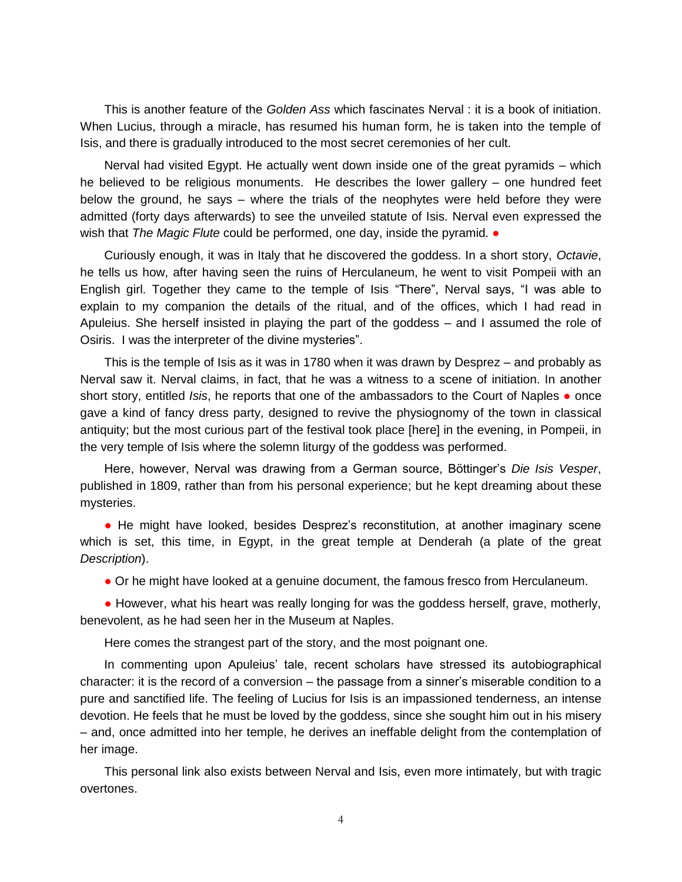This is another feature of the *Golden Ass* which fascinates Nerval : it is a book of initiation. When Lucius, through a miracle, has resumed his human form, he is taken into the temple of Isis, and there is gradually introduced to the most secret ceremonies of her cult.

Nerval had visited Egypt. He actually went down inside one of the great pyramids – which he believed to be religious monuments. He describes the lower gallery – one hundred feet below the ground, he says – where the trials of the neophytes were held before they were admitted (forty days afterwards) to see the unveiled statute of Isis. Nerval even expressed the wish that *The Magic Flute* could be performed, one day, inside the pyramid. ●

Curiously enough, it was in Italy that he discovered the goddess. In a short story, *Octavie*, he tells us how, after having seen the ruins of Herculaneum, he went to visit Pompeii with an English girl. Together they came to the temple of Isis "There", Nerval says, "I was able to explain to my companion the details of the ritual, and of the offices, which I had read in Apuleius. She herself insisted in playing the part of the goddess – and I assumed the role of Osiris. I was the interpreter of the divine mysteries".

This is the temple of Isis as it was in 1780 when it was drawn by Desprez – and probably as Nerval saw it. Nerval claims, in fact, that he was a witness to a scene of initiation. In another short story, entitled *Isis*, he reports that one of the ambassadors to the Court of Naples ● once gave a kind of fancy dress party, designed to revive the physiognomy of the town in classical antiquity; but the most curious part of the festival took place [here] in the evening, in Pompeii, in the very temple of Isis where the solemn liturgy of the goddess was performed.

Here, however, Nerval was drawing from a German source, Böttinger's *Die Isis Vesper*, published in 1809, rather than from his personal experience; but he kept dreaming about these mysteries.

● He might have looked, besides Desprez's reconstitution, at another imaginary scene which is set, this time, in Egypt, in the great temple at Denderah (a plate of the great *Description*).

● Or he might have looked at a genuine document, the famous fresco from Herculaneum.

● However, what his heart was really longing for was the goddess herself, grave, motherly, benevolent, as he had seen her in the Museum at Naples.

Here comes the strangest part of the story, and the most poignant one.

In commenting upon Apuleius' tale, recent scholars have stressed its autobiographical character: it is the record of a conversion – the passage from a sinner's miserable condition to a pure and sanctified life. The feeling of Lucius for Isis is an impassioned tenderness, an intense devotion. He feels that he must be loved by the goddess, since she sought him out in his misery – and, once admitted into her temple, he derives an ineffable delight from the contemplation of her image.

This personal link also exists between Nerval and Isis, even more intimately, but with tragic overtones.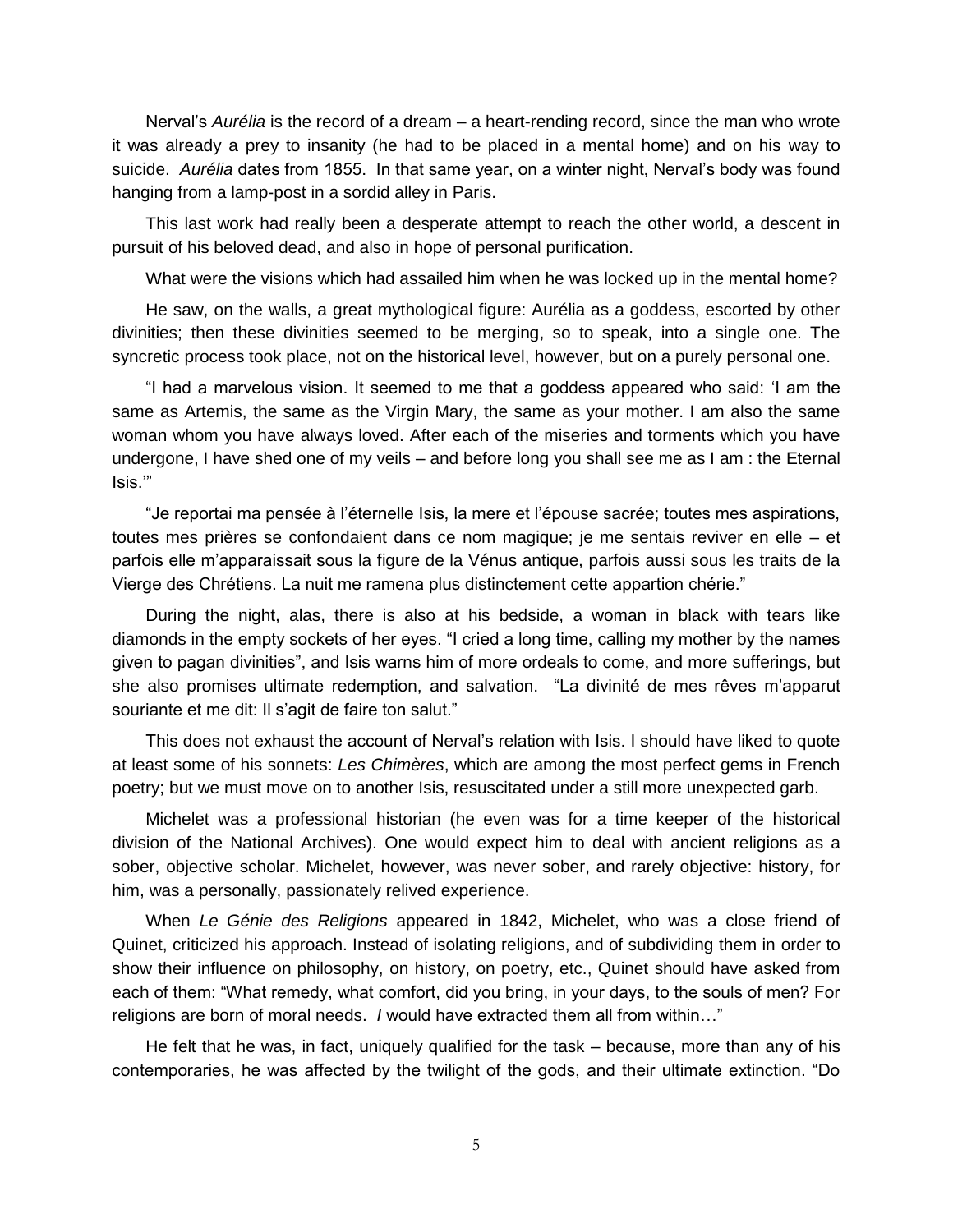Nerval's *Aurélia* is the record of a dream – a heart-rending record, since the man who wrote it was already a prey to insanity (he had to be placed in a mental home) and on his way to suicide. *Aurélia* dates from 1855. In that same year, on a winter night, Nerval's body was found hanging from a lamp-post in a sordid alley in Paris.

This last work had really been a desperate attempt to reach the other world, a descent in pursuit of his beloved dead, and also in hope of personal purification.

What were the visions which had assailed him when he was locked up in the mental home?

He saw, on the walls, a great mythological figure: Aurélia as a goddess, escorted by other divinities; then these divinities seemed to be merging, so to speak, into a single one. The syncretic process took place, not on the historical level, however, but on a purely personal one.

"I had a marvelous vision. It seemed to me that a goddess appeared who said: 'I am the same as Artemis, the same as the Virgin Mary, the same as your mother. I am also the same woman whom you have always loved. After each of the miseries and torments which you have undergone, I have shed one of my veils – and before long you shall see me as I am : the Eternal Isis.'"

"Je reportai ma pensée à l'éternelle Isis, la mere et l'épouse sacrée; toutes mes aspirations, toutes mes prières se confondaient dans ce nom magique; je me sentais revivre en elle – et parfois elle m'apparaissait sous la figure de la Vénus antique, parfois aussi sous les traits de la Vierge des Chrétiens. La nuit me ramena plus distinctement cette appartion chérie."

During the night, alas, there is also at his bedside, a woman in black with tears like diamonds in the empty sockets of her eyes. "I cried a long time, calling my mother by the names given to pagan divinities", and Isis warns him of more ordeals to come, and more sufferings, but she also promises ultimate redemption, and salvation. "La divinité de mes rêves m'apparut souriante et me dit: Il s'agit de faire ton salut."

This does not exhaust the account of Nerval's relation with Isis. I should have liked to quote at least some of his sonnets: *Les Chimères*, which are among the most perfect gems in French poetry; but we must move on to another Isis, resuscitated under a still more unexpected garb.

Michelet was a professional historian (he even was for a time keeper of the historical division of the National Archives). One would expect him to deal with ancient religions as a sober, objective scholar. Michelet, however, was never sober, and rarely objective: history, for him, was a personally, passionately relived experience.

When *Le Génie des Religions* appeared in 1842, Michelet, who was a close friend of Quinet, criticized his approach. Instead of isolating religions, and of subdividing them in order to show their influence on philosophy, on history, on poetry, etc., Quinet should have asked from each of them: "What remedy, what comfort, did you bring, in your days, to the souls of men? For religions are born of moral needs. *I* would have extracted them all from within…"

He felt that he was, in fact, uniquely qualified for the task – because, more than any of his contemporaries, he was affected by the twilight of the gods, and their ultimate extinction. "Do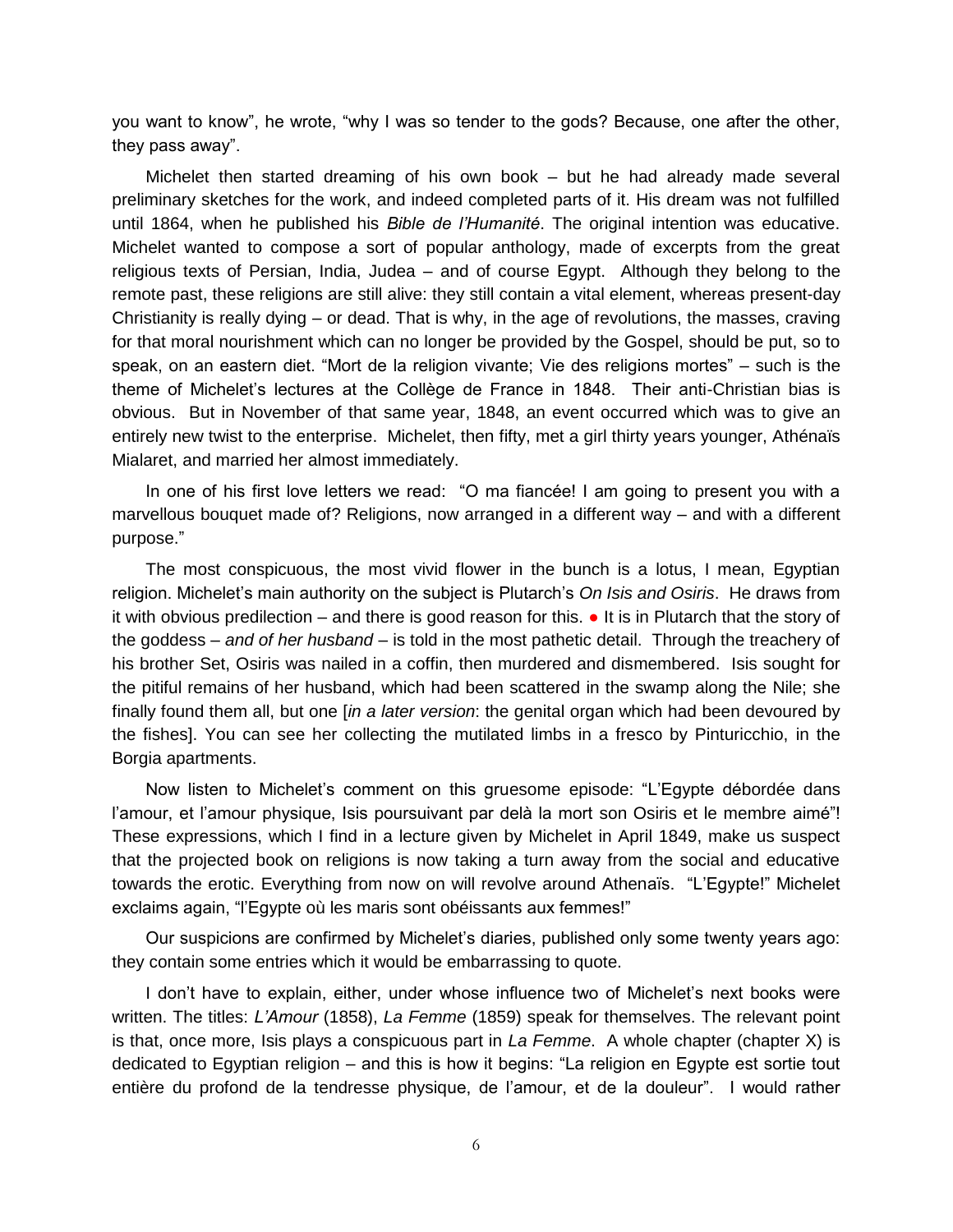you want to know", he wrote, "why I was so tender to the gods? Because, one after the other, they pass away".

Michelet then started dreaming of his own book – but he had already made several preliminary sketches for the work, and indeed completed parts of it. His dream was not fulfilled until 1864, when he published his *Bible de l'Humanité*. The original intention was educative. Michelet wanted to compose a sort of popular anthology, made of excerpts from the great religious texts of Persian, India, Judea – and of course Egypt. Although they belong to the remote past, these religions are still alive: they still contain a vital element, whereas present-day Christianity is really dying – or dead. That is why, in the age of revolutions, the masses, craving for that moral nourishment which can no longer be provided by the Gospel, should be put, so to speak, on an eastern diet. "Mort de la religion vivante; Vie des religions mortes" – such is the theme of Michelet's lectures at the Collège de France in 1848. Their anti-Christian bias is obvious. But in November of that same year, 1848, an event occurred which was to give an entirely new twist to the enterprise. Michelet, then fifty, met a girl thirty years younger, Athénaïs Mialaret, and married her almost immediately.

In one of his first love letters we read: "O ma fiancée! I am going to present you with a marvellous bouquet made of? Religions, now arranged in a different way – and with a different purpose."

The most conspicuous, the most vivid flower in the bunch is a lotus, I mean, Egyptian religion. Michelet's main authority on the subject is Plutarch's *On Isis and Osiris*. He draws from it with obvious predilection – and there is good reason for this. ● It is in Plutarch that the story of the goddess – *and of her husband* – is told in the most pathetic detail. Through the treachery of his brother Set, Osiris was nailed in a coffin, then murdered and dismembered. Isis sought for the pitiful remains of her husband, which had been scattered in the swamp along the Nile; she finally found them all, but one [*in a later version*: the genital organ which had been devoured by the fishes]. You can see her collecting the mutilated limbs in a fresco by Pinturicchio, in the Borgia apartments.

Now listen to Michelet's comment on this gruesome episode: "L'Egypte débordée dans l'amour, et l'amour physique, Isis poursuivant par delà la mort son Osiris et le membre aimé"! These expressions, which I find in a lecture given by Michelet in April 1849, make us suspect that the projected book on religions is now taking a turn away from the social and educative towards the erotic. Everything from now on will revolve around Athenaïs. "L'Egypte!" Michelet exclaims again, "l'Egypte où les maris sont obéissants aux femmes!"

Our suspicions are confirmed by Michelet's diaries, published only some twenty years ago: they contain some entries which it would be embarrassing to quote.

I don't have to explain, either, under whose influence two of Michelet's next books were written. The titles: *L'Amour* (1858), *La Femme* (1859) speak for themselves. The relevant point is that, once more, Isis plays a conspicuous part in *La Femme*. A whole chapter (chapter X) is dedicated to Egyptian religion – and this is how it begins: "La religion en Egypte est sortie tout entière du profond de la tendresse physique, de l'amour, et de la douleur". I would rather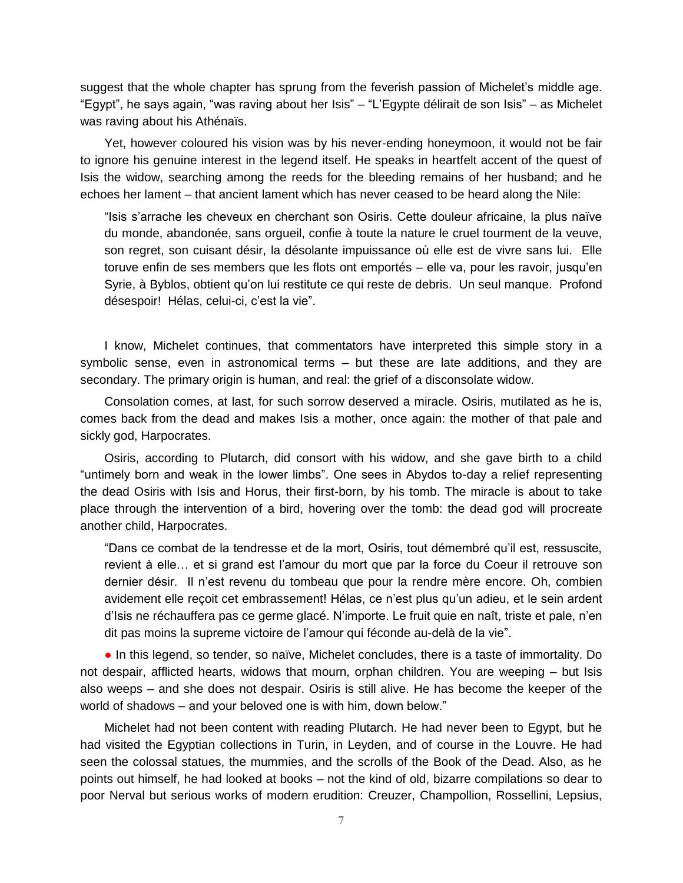suggest that the whole chapter has sprung from the feverish passion of Michelet's middle age. "Egypt", he says again, "was raving about her Isis" – "L'Egypte délirait de son Isis" – as Michelet was raving about his Athénaïs.

Yet, however coloured his vision was by his never-ending honeymoon, it would not be fair to ignore his genuine interest in the legend itself. He speaks in heartfelt accent of the quest of Isis the widow, searching among the reeds for the bleeding remains of her husband; and he echoes her lament – that ancient lament which has never ceased to be heard along the Nile:

> "Isis s'arrache les cheveux en cherchant son Osiris. Cette douleur africaine, la plus naïve du monde, abandonée, sans orgueil, confie à toute la nature le cruel tourment de la veuve, son regret, son cuisant désir, la désolante impuissance où elle est de vivre sans lui. Elle toruve enfin de ses members que les flots ont emportés – elle va, pour les ravoir, jusqu'en Syrie, à Byblos, obtient qu'on lui restitute ce qui reste de debris. Un seul manque. Profond désespoir! Hélas, celui-ci, c'est la vie".

I know, Michelet continues, that commentators have interpreted this simple story in a symbolic sense, even in astronomical terms – but these are late additions, and they are secondary. The primary origin is human, and real: the grief of a disconsolate widow.

Consolation comes, at last, for such sorrow deserved a miracle. Osiris, mutilated as he is, comes back from the dead and makes Isis a mother, once again: the mother of that pale and sickly god, Harpocrates.

Osiris, according to Plutarch, did consort with his widow, and she gave birth to a child "untimely born and weak in the lower limbs". One sees in Abydos to-day a relief representing the dead Osiris with Isis and Horus, their first-born, by his tomb. The miracle is about to take place through the intervention of a bird, hovering over the tomb: the dead god will procreate another child, Harpocrates.

> "Dans ce combat de la tendresse et de la mort, Osiris, tout démembré qu'il est, ressuscite, revient à elle… et si grand est l'amour du mort que par la force du Coeur il retrouve son dernier désir. Il n'est revenu du tombeau que pour la rendre mère encore. Oh, combien avidement elle reçoit cet embrassement! Hélas, ce n'est plus qu'un adieu, et le sein ardent d'Isis ne réchauffera pas ce germe glacé. N'importe. Le fruit quie en naît, triste et pale, n'en dit pas moins la supreme victoire de l'amour qui féconde au-delà de la vie".

● In this legend, so tender, so naïve, Michelet concludes, there is a taste of immortality. Do not despair, afflicted hearts, widows that mourn, orphan children. You are weeping – but Isis also weeps – and she does not despair. Osiris is still alive. He has become the keeper of the world of shadows – and your beloved one is with him, down below."

Michelet had not been content with reading Plutarch. He had never been to Egypt, but he had visited the Egyptian collections in Turin, in Leyden, and of course in the Louvre. He had seen the colossal statues, the mummies, and the scrolls of the Book of the Dead. Also, as he points out himself, he had looked at books – not the kind of old, bizarre compilations so dear to poor Nerval but serious works of modern erudition: Creuzer, Champollion, Rossellini, Lepsius,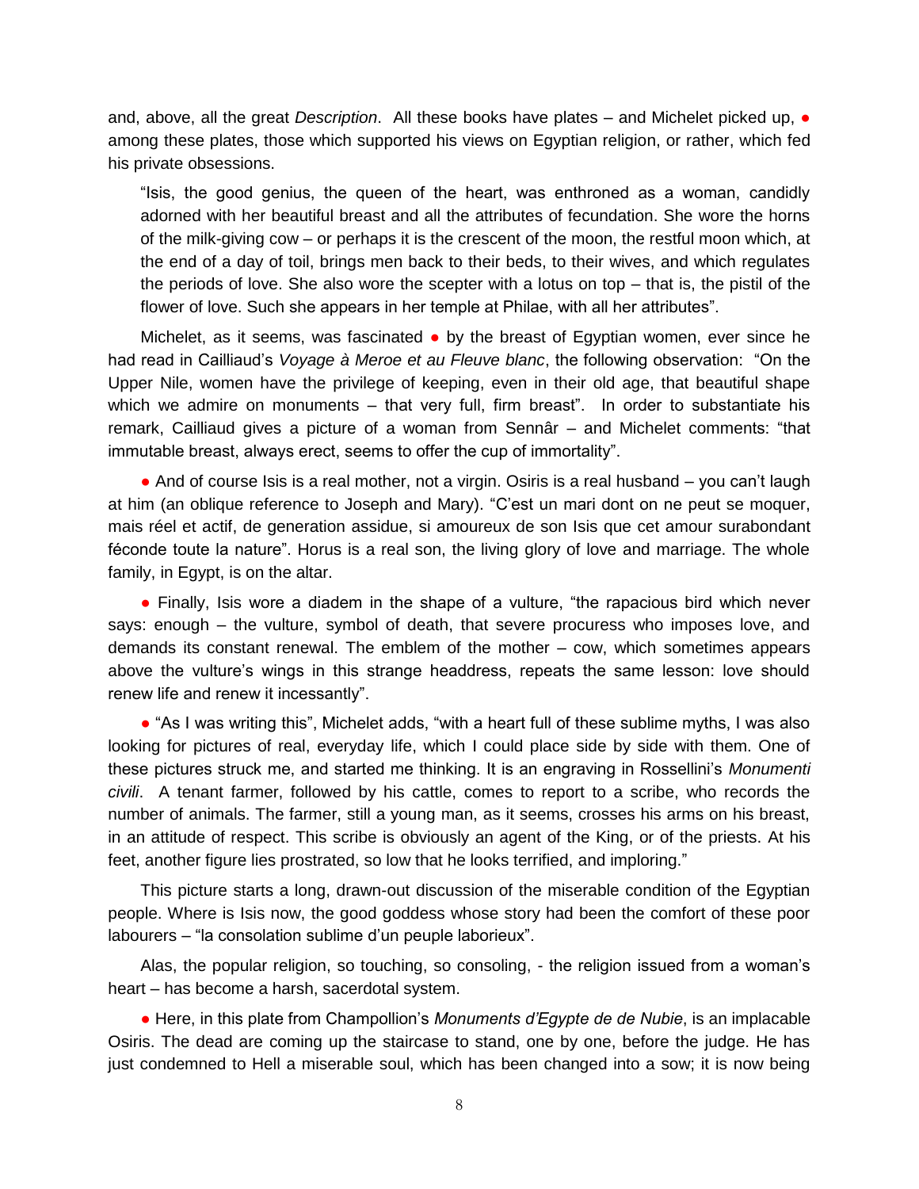and, above, all the great *Description*. All these books have plates – and Michelet picked up, ● among these plates, those which supported his views on Egyptian religion, or rather, which fed his private obsessions.

> "Isis, the good genius, the queen of the heart, was enthroned as a woman, candidly adorned with her beautiful breast and all the attributes of fecundation. She wore the horns of the milk-giving cow – or perhaps it is the crescent of the moon, the restful moon which, at the end of a day of toil, brings men back to their beds, to their wives, and which regulates the periods of love. She also wore the scepter with a lotus on top – that is, the pistil of the flower of love. Such she appears in her temple at Philae, with all her attributes".

Michelet, as it seems, was fascinated ● by the breast of Egyptian women, ever since he had read in Cailliaud's *Voyage à Meroe et au Fleuve blanc*, the following observation: "On the Upper Nile, women have the privilege of keeping, even in their old age, that beautiful shape which we admire on monuments – that very full, firm breast". In order to substantiate his remark, Cailliaud gives a picture of a woman from Sennâr – and Michelet comments: "that immutable breast, always erect, seems to offer the cup of immortality".

● And of course Isis is a real mother, not a virgin. Osiris is a real husband – you can't laugh at him (an oblique reference to Joseph and Mary). "C'est un mari dont on ne peut se moquer, mais réel et actif, de generation assidue, si amoureux de son Isis que cet amour surabondant féconde toute la nature". Horus is a real son, the living glory of love and marriage. The whole family, in Egypt, is on the altar.

● Finally, Isis wore a diadem in the shape of a vulture, "the rapacious bird which never says: enough – the vulture, symbol of death, that severe procuress who imposes love, and demands its constant renewal. The emblem of the mother – cow, which sometimes appears above the vulture's wings in this strange headdress, repeats the same lesson: love should renew life and renew it incessantly".

● "As I was writing this", Michelet adds, "with a heart full of these sublime myths, I was also looking for pictures of real, everyday life, which I could place side by side with them. One of these pictures struck me, and started me thinking. It is an engraving in Rossellini's *Monumenti civili*. A tenant farmer, followed by his cattle, comes to report to a scribe, who records the number of animals. The farmer, still a young man, as it seems, crosses his arms on his breast, in an attitude of respect. This scribe is obviously an agent of the King, or of the priests. At his feet, another figure lies prostrated, so low that he looks terrified, and imploring."

This picture starts a long, drawn-out discussion of the miserable condition of the Egyptian people. Where is Isis now, the good goddess whose story had been the comfort of these poor labourers – "la consolation sublime d'un peuple laborieux".

Alas, the popular religion, so touching, so consoling, - the religion issued from a woman's heart – has become a harsh, sacerdotal system.

● Here, in this plate from Champollion's *Monuments d'Egypte de de Nubie*, is an implacable Osiris. The dead are coming up the staircase to stand, one by one, before the judge. He has just condemned to Hell a miserable soul, which has been changed into a sow; it is now being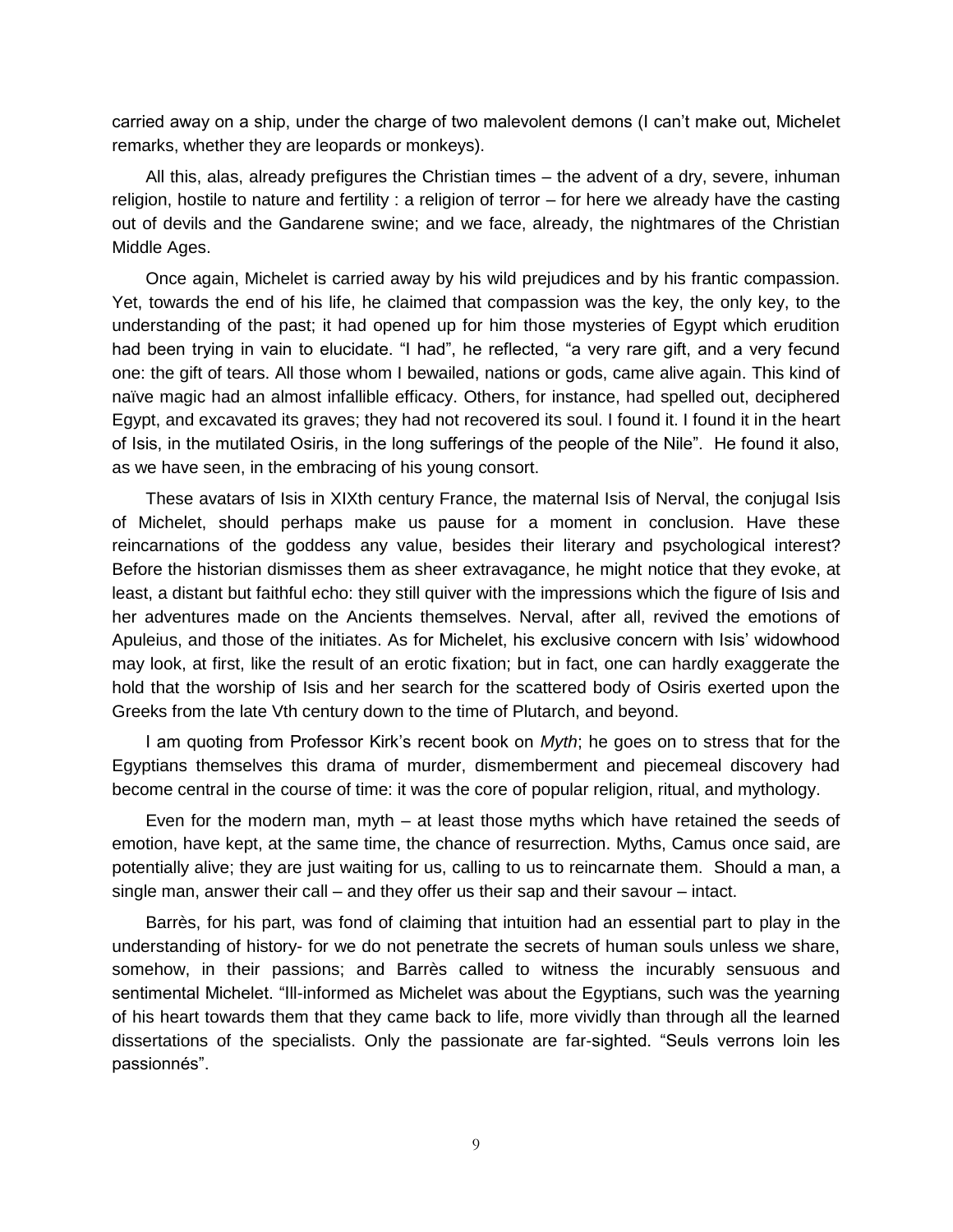carried away on a ship, under the charge of two malevolent demons (I can't make out, Michelet remarks, whether they are leopards or monkeys).

All this, alas, already prefigures the Christian times – the advent of a dry, severe, inhuman religion, hostile to nature and fertility : a religion of terror – for here we already have the casting out of devils and the Gandarene swine; and we face, already, the nightmares of the Christian Middle Ages.

Once again, Michelet is carried away by his wild prejudices and by his frantic compassion. Yet, towards the end of his life, he claimed that compassion was the key, the only key, to the understanding of the past; it had opened up for him those mysteries of Egypt which erudition had been trying in vain to elucidate. "I had", he reflected, "a very rare gift, and a very fecund one: the gift of tears. All those whom I bewailed, nations or gods, came alive again. This kind of naïve magic had an almost infallible efficacy. Others, for instance, had spelled out, deciphered Egypt, and excavated its graves; they had not recovered its soul. I found it. I found it in the heart of Isis, in the mutilated Osiris, in the long sufferings of the people of the Nile". He found it also, as we have seen, in the embracing of his young consort.

These avatars of Isis in XIXth century France, the maternal Isis of Nerval, the conjugal Isis of Michelet, should perhaps make us pause for a moment in conclusion. Have these reincarnations of the goddess any value, besides their literary and psychological interest? Before the historian dismisses them as sheer extravagance, he might notice that they evoke, at least, a distant but faithful echo: they still quiver with the impressions which the figure of Isis and her adventures made on the Ancients themselves. Nerval, after all, revived the emotions of Apuleius, and those of the initiates. As for Michelet, his exclusive concern with Isis' widowhood may look, at first, like the result of an erotic fixation; but in fact, one can hardly exaggerate the hold that the worship of Isis and her search for the scattered body of Osiris exerted upon the Greeks from the late Vth century down to the time of Plutarch, and beyond.

I am quoting from Professor Kirk's recent book on *Myth*; he goes on to stress that for the Egyptians themselves this drama of murder, dismemberment and piecemeal discovery had become central in the course of time: it was the core of popular religion, ritual, and mythology.

Even for the modern man, myth – at least those myths which have retained the seeds of emotion, have kept, at the same time, the chance of resurrection. Myths, Camus once said, are potentially alive; they are just waiting for us, calling to us to reincarnate them. Should a man, a single man, answer their call – and they offer us their sap and their savour – intact.

Barrès, for his part, was fond of claiming that intuition had an essential part to play in the understanding of history- for we do not penetrate the secrets of human souls unless we share, somehow, in their passions; and Barrès called to witness the incurably sensuous and sentimental Michelet. "Ill-informed as Michelet was about the Egyptians, such was the yearning of his heart towards them that they came back to life, more vividly than through all the learned dissertations of the specialists. Only the passionate are far-sighted. "Seuls verrons loin les passionnés".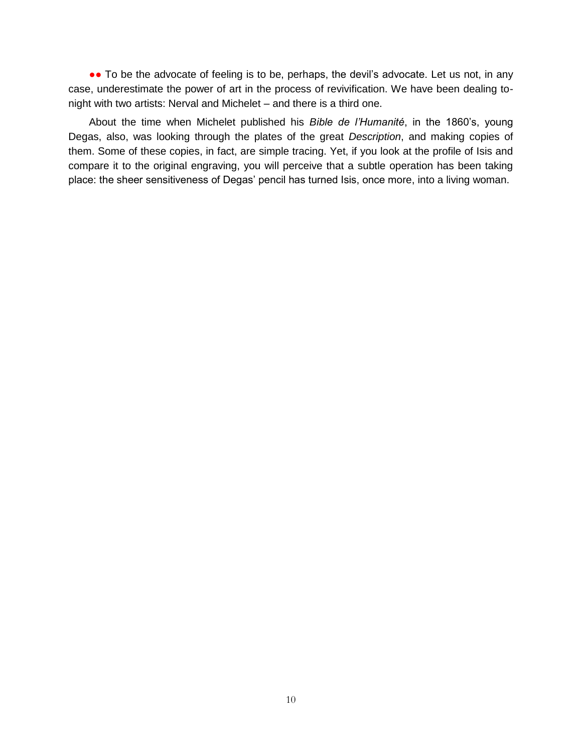●● To be the advocate of feeling is to be, perhaps, the devil's advocate. Let us not, in any case, underestimate the power of art in the process of revivification. We have been dealing tonight with two artists: Nerval and Michelet – and there is a third one.

About the time when Michelet published his *Bible de l'Humanité*, in the 1860's, young Degas, also, was looking through the plates of the great *Description*, and making copies of them. Some of these copies, in fact, are simple tracing. Yet, if you look at the profile of Isis and compare it to the original engraving, you will perceive that a subtle operation has been taking place: the sheer sensitiveness of Degas' pencil has turned Isis, once more, into a living woman.